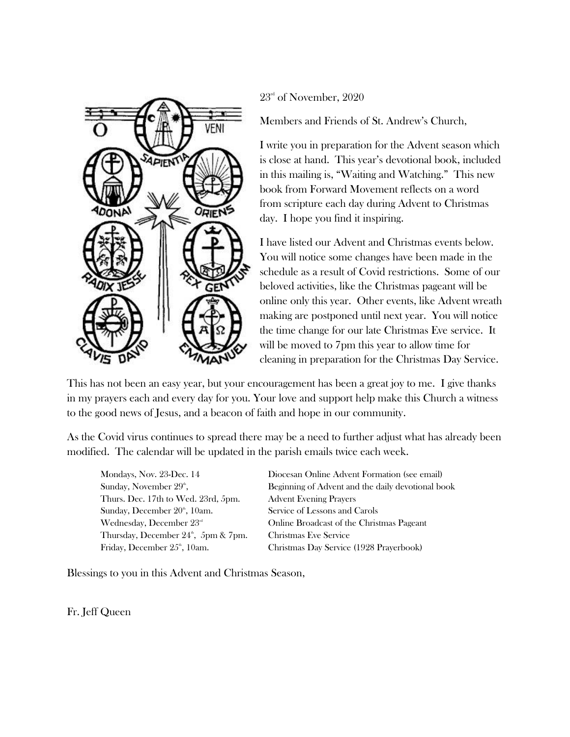23rd of November, 2020

Members and Friends of St. Andrew's Church,

I write you in preparation for the Advent season which is close at hand. This year's devotional book, included in this mailing is, "Waiting and Watching." This new book from Forward Movement reflects on a word from scripture each day during Advent to Christmas day. I hope you find it inspiring.

I have listed our Advent and Christmas events below. You will notice some changes have been made in the schedule as a result of Covid restrictions. Some of our beloved activities, like the Christmas pageant will be online only this year. Other events, like Advent wreath making are postponed until next year. You will notice the time change for our late Christmas Eve service. It will be moved to 7pm this year to allow time for cleaning in preparation for the Christmas Day Service.

This has not been an easy year, but your encouragement has been a great joy to me. I give thanks in my prayers each and every day for you. Your love and support help make this Church a witness to the good news of Jesus, and a beacon of faith and hope in our community.

As the Covid virus continues to spread there may be a need to further adjust what has already been modified. The calendar will be updated in the parish emails twice each week.

| | |
|---|---|
| Mondays, Nov. 23-Dec. 14 | Diocesan Online Advent Formation (see email) |
| Sunday, November 29th, | Beginning of Advent and the daily devotional book |
| Thurs. Dec. 17th to Wed. 23rd, 5pm. | Advent Evening Prayers |
| Sunday, December 20th, 10am. | Service of Lessons and Carols |
| Wednesday, December 23rd | Online Broadcast of the Christmas Pageant |
| Thursday, December 24th, 5pm & 7pm. | Christmas Eve Service |
| Friday, December 25th, 10am. | Christmas Day Service (1928 Prayerbook) |

Blessings to you in this Advent and Christmas Season,

Fr. Jeff Queen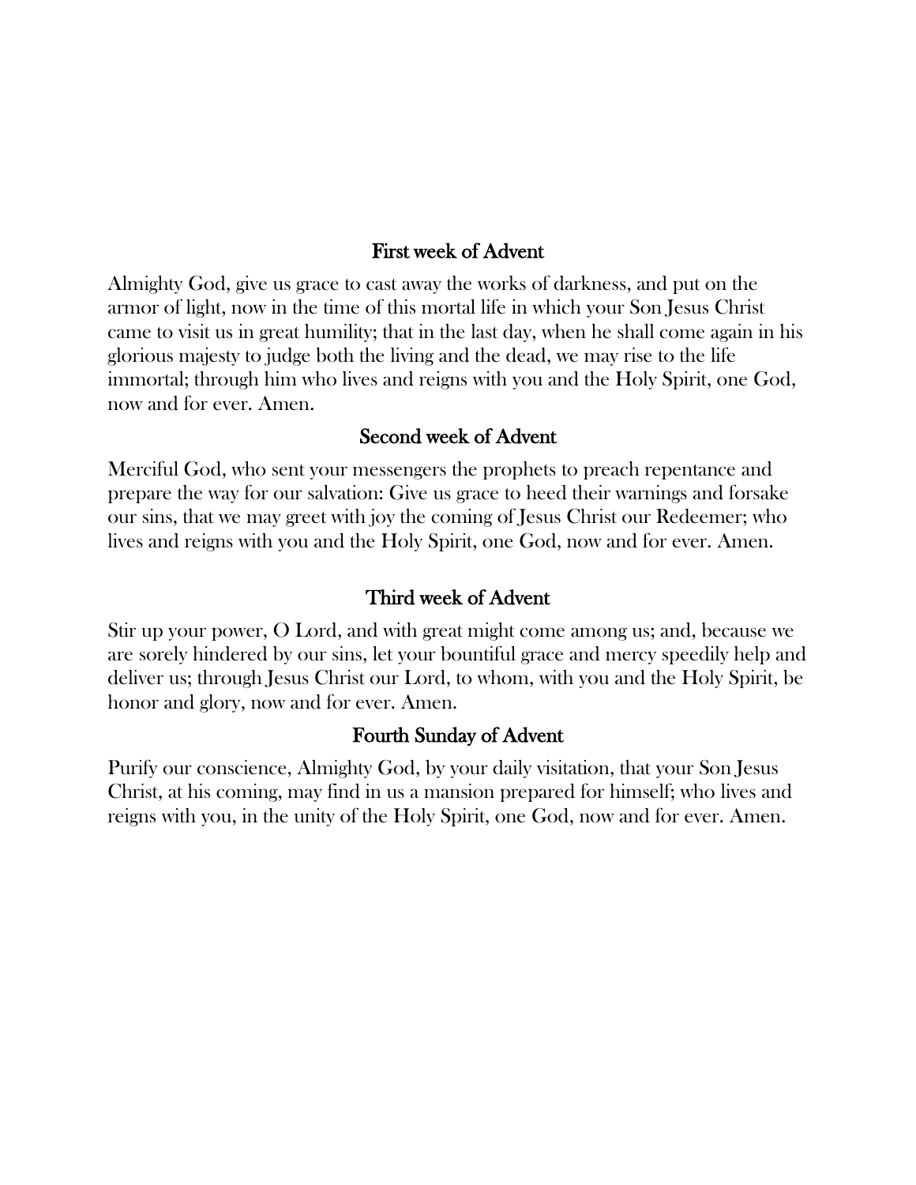## First week of Advent

Almighty God, give us grace to cast away the works of darkness, and put on the armor of light, now in the time of this mortal life in which your Son Jesus Christ came to visit us in great humility; that in the last day, when he shall come again in his glorious majesty to judge both the living and the dead, we may rise to the life immortal; through him who lives and reigns with you and the Holy Spirit, one God, now and for ever. Amen.

## Second week of Advent

Merciful God, who sent your messengers the prophets to preach repentance and prepare the way for our salvation: Give us grace to heed their warnings and forsake our sins, that we may greet with joy the coming of Jesus Christ our Redeemer; who lives and reigns with you and the Holy Spirit, one God, now and for ever. Amen.

## Third week of Advent

Stir up your power, O Lord, and with great might come among us; and, because we are sorely hindered by our sins, let your bountiful grace and mercy speedily help and deliver us; through Jesus Christ our Lord, to whom, with you and the Holy Spirit, be honor and glory, now and for ever. Amen.

## Fourth Sunday of Advent

Purify our conscience, Almighty God, by your daily visitation, that your Son Jesus Christ, at his coming, may find in us a mansion prepared for himself; who lives and reigns with you, in the unity of the Holy Spirit, one God, now and for ever. Amen.